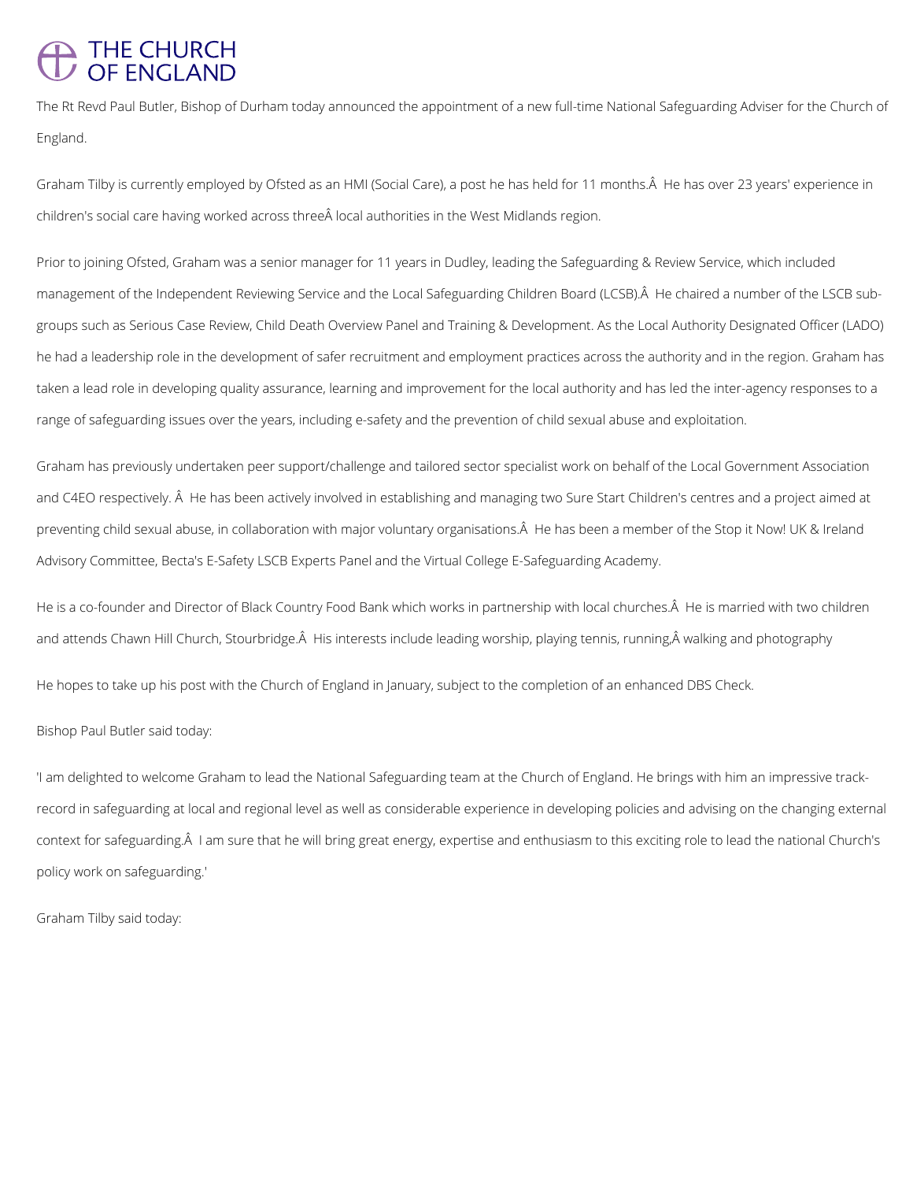# THE CHURCH OF ENGLAND

The Rt Revd Paul Butler, Bishop of Durham today announced the appointment of a new full-time National Safeguarding Adviser for the Church of England.

Graham Tilby is currently employed by Ofsted as an HMI (Social Care), a post he has held for 11 months.Â  He has over 23 years' experience in children's social care having worked across threeÂ local authorities in the West Midlands region.

Prior to joining Ofsted, Graham was a senior manager for 11 years in Dudley, leading the Safeguarding & Review Service, which included management of the Independent Reviewing Service and the Local Safeguarding Children Board (LCSB).Â  He chaired a number of the LSCB sub-groups such as Serious Case Review, Child Death Overview Panel and Training & Development. As the Local Authority Designated Officer (LADO) he had a leadership role in the development of safer recruitment and employment practices across the authority and in the region. Graham has taken a lead role in developing quality assurance, learning and improvement for the local authority and has led the inter-agency responses to a range of safeguarding issues over the years, including e-safety and the prevention of child sexual abuse and exploitation.

Graham has previously undertaken peer support/challenge and tailored sector specialist work on behalf of the Local Government Association and C4EO respectively. Â  He has been actively involved in establishing and managing two Sure Start Children's centres and a project aimed at preventing child sexual abuse, in collaboration with major voluntary organisations.Â  He has been a member of the Stop it Now! UK & Ireland Advisory Committee, Becta's E-Safety LSCB Experts Panel and the Virtual College E-Safeguarding Academy.

He is a co-founder and Director of Black Country Food Bank which works in partnership with local churches.Â  He is married with two children and attends Chawn Hill Church, Stourbridge.Â  His interests include leading worship, playing tennis, running,Â walking and photography

He hopes to take up his post with the Church of England in January, subject to the completion of an enhanced DBS Check.

Bishop Paul Butler said today:

'I am delighted to welcome Graham to lead the National Safeguarding team at the Church of England. He brings with him an impressive track-record in safeguarding at local and regional level as well as considerable experience in developing policies and advising on the changing external context for safeguarding.Â  I am sure that he will bring great energy, expertise and enthusiasm to this exciting role to lead the national Church's policy work on safeguarding.'

Graham Tilby said today: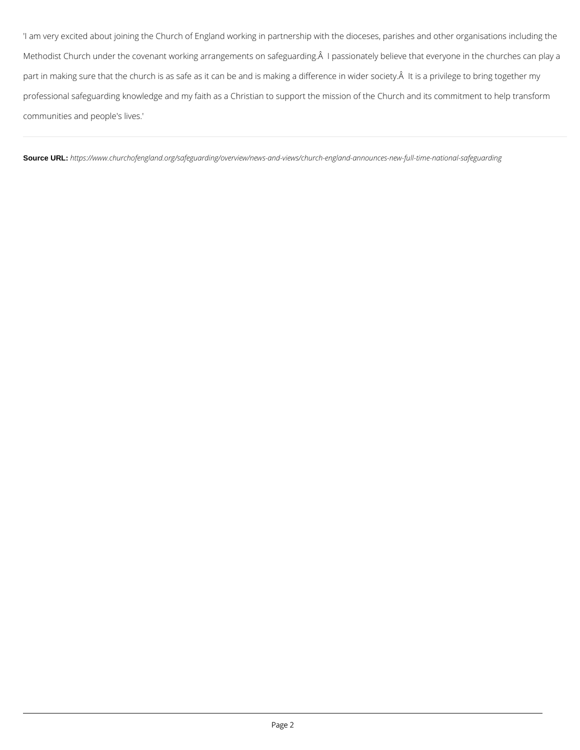'I am very excited about joining the Church of England working in partnership with the dioceses, parishes and other organisations including the Methodist Church under the covenant working arrangements on safeguarding.Â  I passionately believe that everyone in the churches can play a part in making sure that the church is as safe as it can be and is making a difference in wider society.Â  It is a privilege to bring together my professional safeguarding knowledge and my faith as a Christian to support the mission of the Church and its commitment to help transform communities and people's lives.'

---

**Source URL:** *https://www.churchofengland.org/safeguarding/overview/news-and-views/church-england-announces-new-full-time-national-safeguarding*